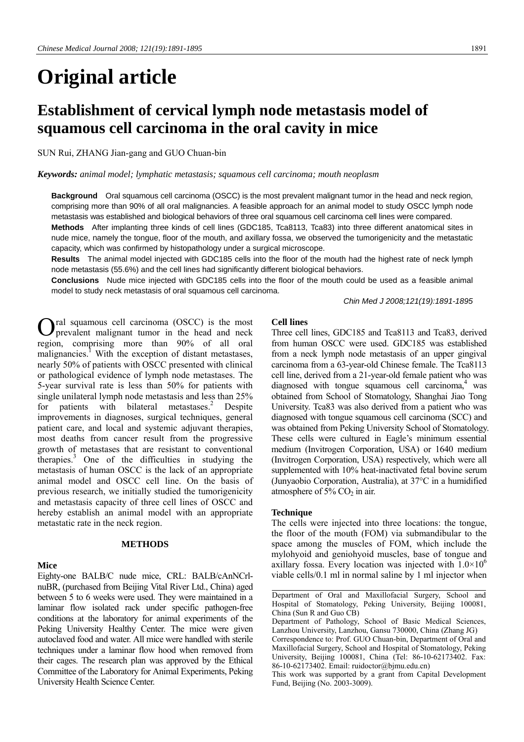# Original article

## Establishment of cervical lymph node metastasis model of squamous cell carcinoma in the oral cavity in mice

SUN Rui, ZHANG Jian-gang and GUO Chuan-bin

***Keywords:*** *animal model; lymphatic metastasis; squamous cell carcinoma; mouth neoplasm*

**Background** Oral squamous cell carcinoma (OSCC) is the most prevalent malignant tumor in the head and neck region, comprising more than 90% of all oral malignancies. A feasible approach for an animal model to study OSCC lymph node metastasis was established and biological behaviors of three oral squamous cell carcinoma cell lines were compared.

**Methods** After implanting three kinds of cell lines (GDC185, Tca8113, Tca83) into three different anatomical sites in nude mice, namely the tongue, floor of the mouth, and axillary fossa, we observed the tumorigenicity and the metastatic capacity, which was confirmed by histopathology under a surgical microscope.

**Results** The animal model injected with GDC185 cells into the floor of the mouth had the highest rate of neck lymph node metastasis (55.6%) and the cell lines had significantly different biological behaviors.

**Conclusions** Nude mice injected with GDC185 cells into the floor of the mouth could be used as a feasible animal model to study neck metastasis of oral squamous cell carcinoma.

*Chin Med J 2008;121(19):1891-1895*

Oral squamous cell carcinoma (OSCC) is the most prevalent malignant tumor in the head and neck region, comprising more than 90% of all oral malignancies.[1] With the exception of distant metastases, nearly 50% of patients with OSCC presented with clinical or pathological evidence of lymph node metastases. The 5-year survival rate is less than 50% for patients with single unilateral lymph node metastasis and less than 25% for patients with bilateral metastases.[2] Despite improvements in diagnoses, surgical techniques, general patient care, and local and systemic adjuvant therapies, most deaths from cancer result from the progressive growth of metastases that are resistant to conventional therapies.[3] One of the difficulties in studying the metastasis of human OSCC is the lack of an appropriate animal model and OSCC cell line. On the basis of previous research, we initially studied the tumorigenicity and metastasis capacity of three cell lines of OSCC and hereby establish an animal model with an appropriate metastatic rate in the neck region.

## METHODS

### Mice

Eighty-one BALB/C nude mice, CRL: BALB/cAnNCrl-nuBR, (purchased from Beijing Vital River Ltd., China) aged between 5 to 6 weeks were used. They were maintained in a laminar flow isolated rack under specific pathogen-free conditions at the laboratory for animal experiments of the Peking University Healthy Center. The mice were given autoclaved food and water. All mice were handled with sterile techniques under a laminar flow hood when removed from their cages. The research plan was approved by the Ethical Committee of the Laboratory for Animal Experiments, Peking University Health Science Center.

### Cell lines

Three cell lines, GDC185 and Tca8113 and Tca83, derived from human OSCC were used. GDC185 was established from a neck lymph node metastasis of an upper gingival carcinoma from a 63-year-old Chinese female. The Tca8113 cell line, derived from a 21-year-old female patient who was diagnosed with tongue squamous cell carcinoma,[4] was obtained from School of Stomatology, Shanghai Jiao Tong University. Tca83 was also derived from a patient who was diagnosed with tongue squamous cell carcinoma (SCC) and was obtained from Peking University School of Stomatology. These cells were cultured in Eagle's minimum essential medium (Invitrogen Corporation, USA) or 1640 medium (Invitrogen Corporation, USA) respectively, which were all supplemented with 10% heat-inactivated fetal bovine serum (Junyaobio Corporation, Australia), at 37°C in a humidified atmosphere of 5% $CO_2$ in air.

### Technique

The cells were injected into three locations: the tongue, the floor of the mouth (FOM) via submandibular to the space among the muscles of FOM, which include the mylohyoid and geniohyoid muscles, base of tongue and axillary fossa. Every location was injected with $1.0\times10^6$ viable cells/0.1 ml in normal saline by 1 ml injector when

---

Department of Oral and Maxillofacial Surgery, School and Hospital of Stomatology, Peking University, Beijing 100081, China (Sun R and Guo CB)

Department of Pathology, School of Basic Medical Sciences, Lanzhou University, Lanzhou, Gansu 730000, China (Zhang JG)

Correspondence to: Prof. GUO Chuan-bin, Department of Oral and Maxillofacial Surgery, School and Hospital of Stomatology, Peking University, Beijing 100081, China (Tel: 86-10-62173402. Fax: 86-10-62173402. Email: ruidoctor@bjmu.edu.cn)

This work was supported by a grant from Capital Development Fund, Beijing (No. 2003-3009).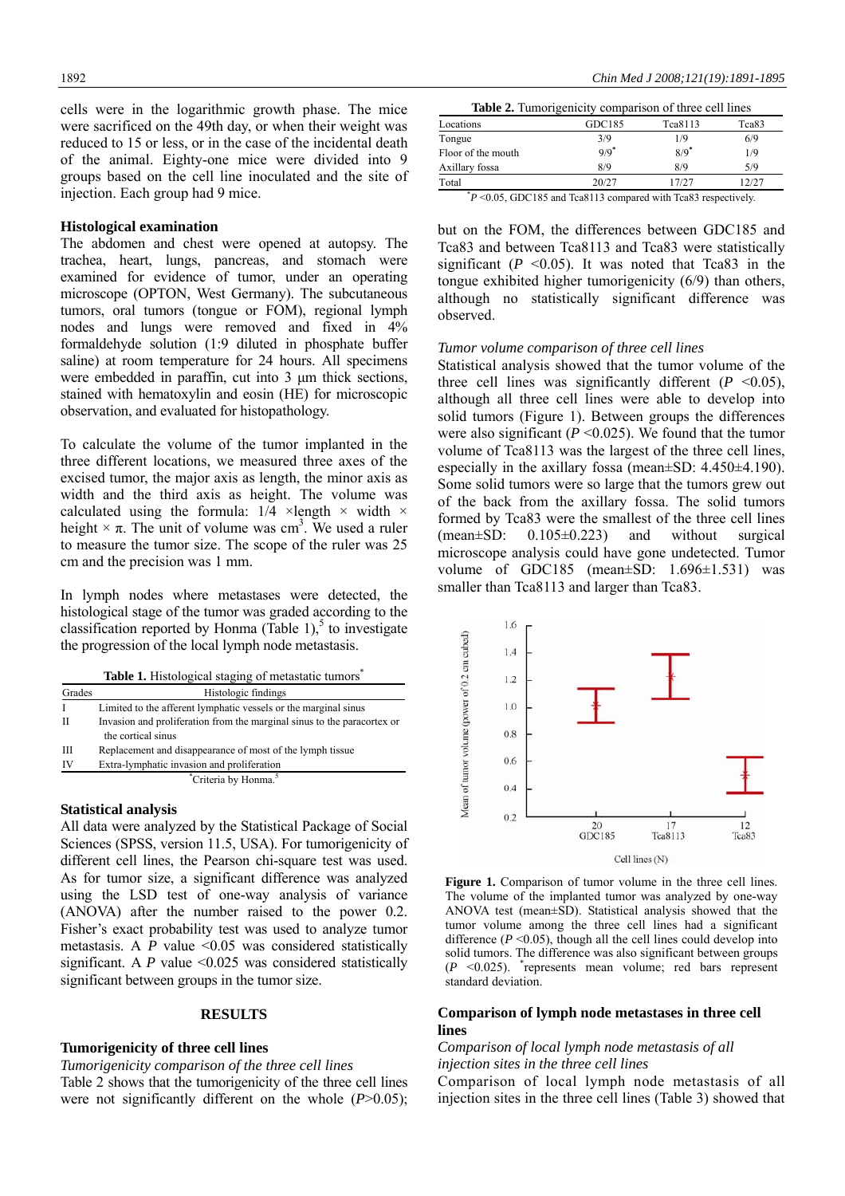cells were in the logarithmic growth phase. The mice were sacrificed on the 49th day, or when their weight was reduced to 15 or less, or in the case of the incidental death of the animal. Eighty-one mice were divided into 9 groups based on the cell line inoculated and the site of injection. Each group had 9 mice.

### Histological examination

The abdomen and chest were opened at autopsy. The trachea, heart, lungs, pancreas, and stomach were examined for evidence of tumor, under an operating microscope (OPTON, West Germany). The subcutaneous tumors, oral tumors (tongue or FOM), regional lymph nodes and lungs were removed and fixed in 4% formaldehyde solution (1:9 diluted in phosphate buffer saline) at room temperature for 24 hours. All specimens were embedded in paraffin, cut into 3 μm thick sections, stained with hematoxylin and eosin (HE) for microscopic observation, and evaluated for histopathology.

To calculate the volume of the tumor implanted in the three different locations, we measured three axes of the excised tumor, the major axis as length, the minor axis as width and the third axis as height. The volume was calculated using the formula: $1/4 \times \text{length} \times \text{width} \times \text{height} \times \pi$. The unit of volume was $\text{cm}^3$. We used a ruler to measure the tumor size. The scope of the ruler was 25 cm and the precision was 1 mm.

In lymph nodes where metastases were detected, the histological stage of the tumor was graded according to the classification reported by Honma (Table 1),[5] to investigate the progression of the local lymph node metastasis.

**Table 1.** Histological staging of metastatic tumors*

| Grades | Histologic findings |
|---|---|
| I | Limited to the afferent lymphatic vessels or the marginal sinus |
| II | Invasion and proliferation from the marginal sinus to the paracortex or the cortical sinus |
| III | Replacement and disappearance of most of the lymph tissue |
| IV | Extra-lymphatic invasion and proliferation |

*Criteria by Honma.[5]

### Statistical analysis

All data were analyzed by the Statistical Package of Social Sciences (SPSS, version 11.5, USA). For tumorigenicity of different cell lines, the Pearson chi-square test was used. As for tumor size, a significant difference was analyzed using the LSD test of one-way analysis of variance (ANOVA) after the number raised to the power 0.2. Fisher's exact probability test was used to analyze tumor metastasis. A $P$ value <0.05 was considered statistically significant. A $P$ value <0.025 was considered statistically significant between groups in the tumor size.

## RESULTS

### Tumorigenicity of three cell lines

*Tumorigenicity comparison of the three cell lines*

Table 2 shows that the tumorigenicity of the three cell lines were not significantly different on the whole ($P$>0.05); but on the FOM, the differences between GDC185 and Tca83 and between Tca8113 and Tca83 were statistically significant ($P$ <0.05). It was noted that Tca83 in the tongue exhibited higher tumorigenicity (6/9) than others, although no statistically significant difference was observed.

**Table 2.** Tumorigenicity comparison of three cell lines

| Locations | GDC185 | Tca8113 | Tca83 |
|---|---|---|---|
| Tongue | 3/9 | 1/9 | 6/9 |
| Floor of the mouth | 9/9* | 8/9* | 1/9 |
| Axillary fossa | 8/9 | 8/9 | 5/9 |
| Total | 20/27 | 17/27 | 12/27 |

*$P$ <0.05, GDC185 and Tca8113 compared with Tca83 respectively.

*Tumor volume comparison of three cell lines*

Statistical analysis showed that the tumor volume of the three cell lines was significantly different ($P$ <0.05), although all three cell lines were able to develop into solid tumors (Figure 1). Between groups the differences were also significant ($P$ <0.025). We found that the tumor volume of Tca8113 was the largest of the three cell lines, especially in the axillary fossa (mean±SD: 4.450±4.190). Some solid tumors were so large that the tumors grew out of the back from the axillary fossa. The solid tumors formed by Tca83 were the smallest of the three cell lines (mean±SD: 0.105±0.223) and without surgical microscope analysis could have gone undetected. Tumor volume of GDC185 (mean±SD: 1.696±1.531) was smaller than Tca8113 and larger than Tca83.

**Figure 1.** Comparison of tumor volume in the three cell lines. The volume of the implanted tumor was analyzed by one-way ANOVA test (mean±SD). Statistical analysis showed that the tumor volume among the three cell lines had a significant difference ($P$ <0.05), though all the cell lines could develop into solid tumors. The difference was also significant between groups ($P$ <0.025). *represents mean volume; red bars represent standard deviation.

### Comparison of lymph node metastases in three cell lines

*Comparison of local lymph node metastasis of all injection sites in the three cell lines*

Comparison of local lymph node metastasis of all injection sites in the three cell lines (Table 3) showed that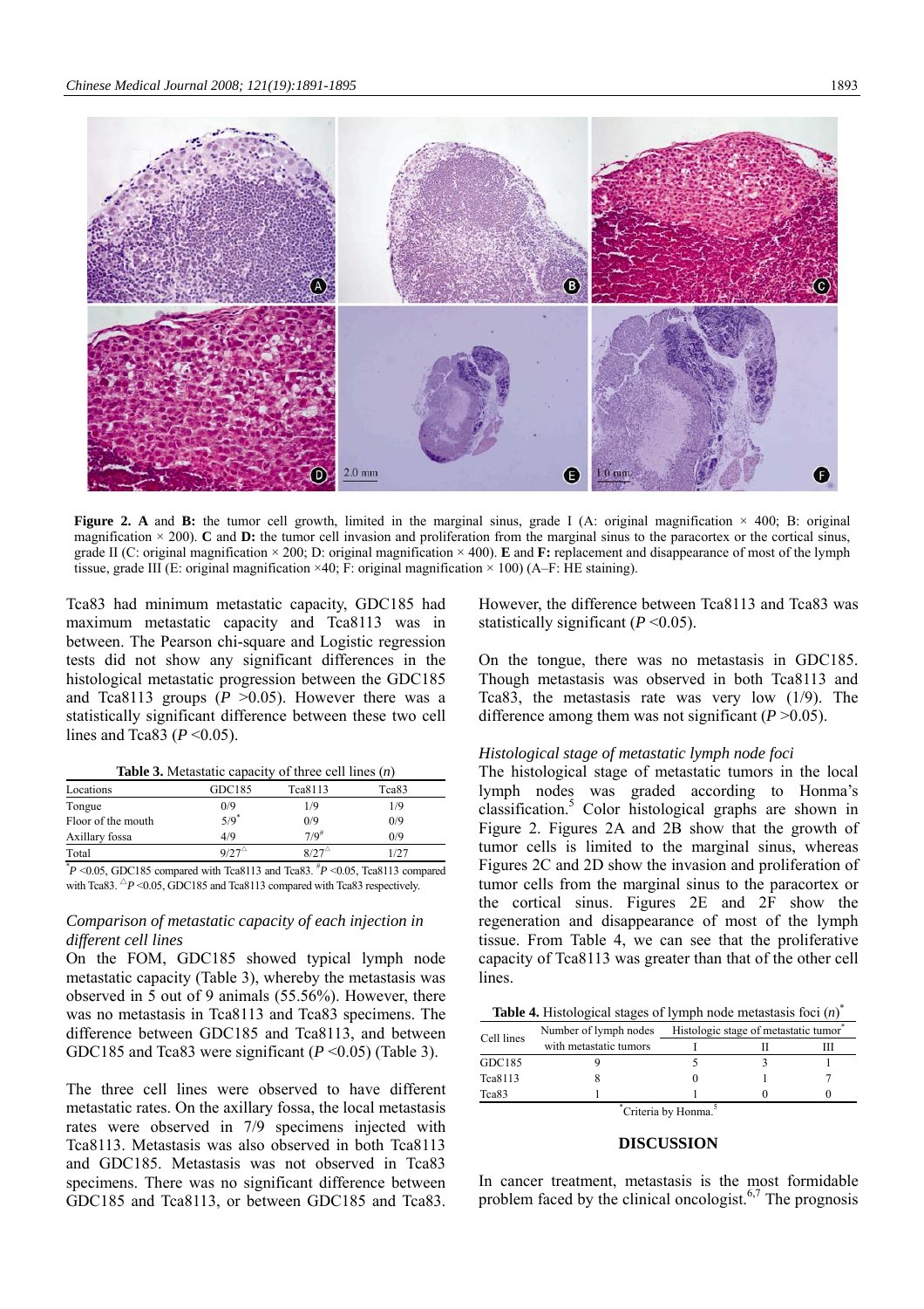**Figure 2. A** and **B:** the tumor cell growth, limited in the marginal sinus, grade I (A: original magnification × 400; B: original magnification × 200). **C** and **D:** the tumor cell invasion and proliferation from the marginal sinus to the paracortex or the cortical sinus, grade II (C: original magnification × 200; D: original magnification × 400). **E** and **F:** replacement and disappearance of most of the lymph tissue, grade III (E: original magnification ×40; F: original magnification × 100) (A–F: HE staining).

Tca83 had minimum metastatic capacity, GDC185 had maximum metastatic capacity and Tca8113 was in between. The Pearson chi-square and Logistic regression tests did not show any significant differences in the histological metastatic progression between the GDC185 and Tca8113 groups ($P > 0.05$). However there was a statistically significant difference between these two cell lines and Tca83 ($P < 0.05$).

**Table 3.** Metastatic capacity of three cell lines (*n*)

| Locations | GDC185 | Tca8113 | Tca83 |
|---|---|---|---|
| Tongue | 0/9 | 1/9 | 1/9 |
| Floor of the mouth | 5/9* | 0/9 | 0/9 |
| Axillary fossa | 4/9 | 7/9# | 0/9 |
| Total | 9/27△ | 8/27△ | 1/27 |

*$P < 0.05$, GDC185 compared with Tca8113 and Tca83. #$P < 0.05$, Tca8113 compared with Tca83. △$P < 0.05$, GDC185 and Tca8113 compared with Tca83 respectively.

### *Comparison of metastatic capacity of each injection in different cell lines*

On the FOM, GDC185 showed typical lymph node metastatic capacity (Table 3), whereby the metastasis was observed in 5 out of 9 animals (55.56%). However, there was no metastasis in Tca8113 and Tca83 specimens. The difference between GDC185 and Tca8113, and between GDC185 and Tca83 were significant ($P < 0.05$) (Table 3).

The three cell lines were observed to have different metastatic rates. On the axillary fossa, the local metastasis rates were observed in 7/9 specimens injected with Tca8113. Metastasis was also observed in both Tca8113 and GDC185. Metastasis was not observed in Tca83 specimens. There was no significant difference between GDC185 and Tca8113, or between GDC185 and Tca83. However, the difference between Tca8113 and Tca83 was statistically significant ($P < 0.05$).

On the tongue, there was no metastasis in GDC185. Though metastasis was observed in both Tca8113 and Tca83, the metastasis rate was very low (1/9). The difference among them was not significant ($P > 0.05$).

### *Histological stage of metastatic lymph node foci*

The histological stage of metastatic tumors in the local lymph nodes was graded according to Honma's classification.[5] Color histological graphs are shown in Figure 2. Figures 2A and 2B show that the growth of tumor cells is limited to the marginal sinus, whereas Figures 2C and 2D show the invasion and proliferation of tumor cells from the marginal sinus to the paracortex or the cortical sinus. Figures 2E and 2F show the regeneration and disappearance of most of the lymph tissue. From Table 4, we can see that the proliferative capacity of Tca8113 was greater than that of the other cell lines.

**Table 4.** Histological stages of lymph node metastasis foci (*n*)*

| Cell lines | Number of lymph nodes with metastatic tumors | Histologic stage of metastatic tumor* | | |
|---|---|---|---|---|
| | | I | II | III |
| GDC185 | 9 | 5 | 3 | 1 |
| Tca8113 | 8 | 0 | 1 | 7 |
| Tca83 | 1 | 1 | 0 | 0 |

*Criteria by Honma.[5]

## DISCUSSION

In cancer treatment, metastasis is the most formidable problem faced by the clinical oncologist.[6,7] The prognosis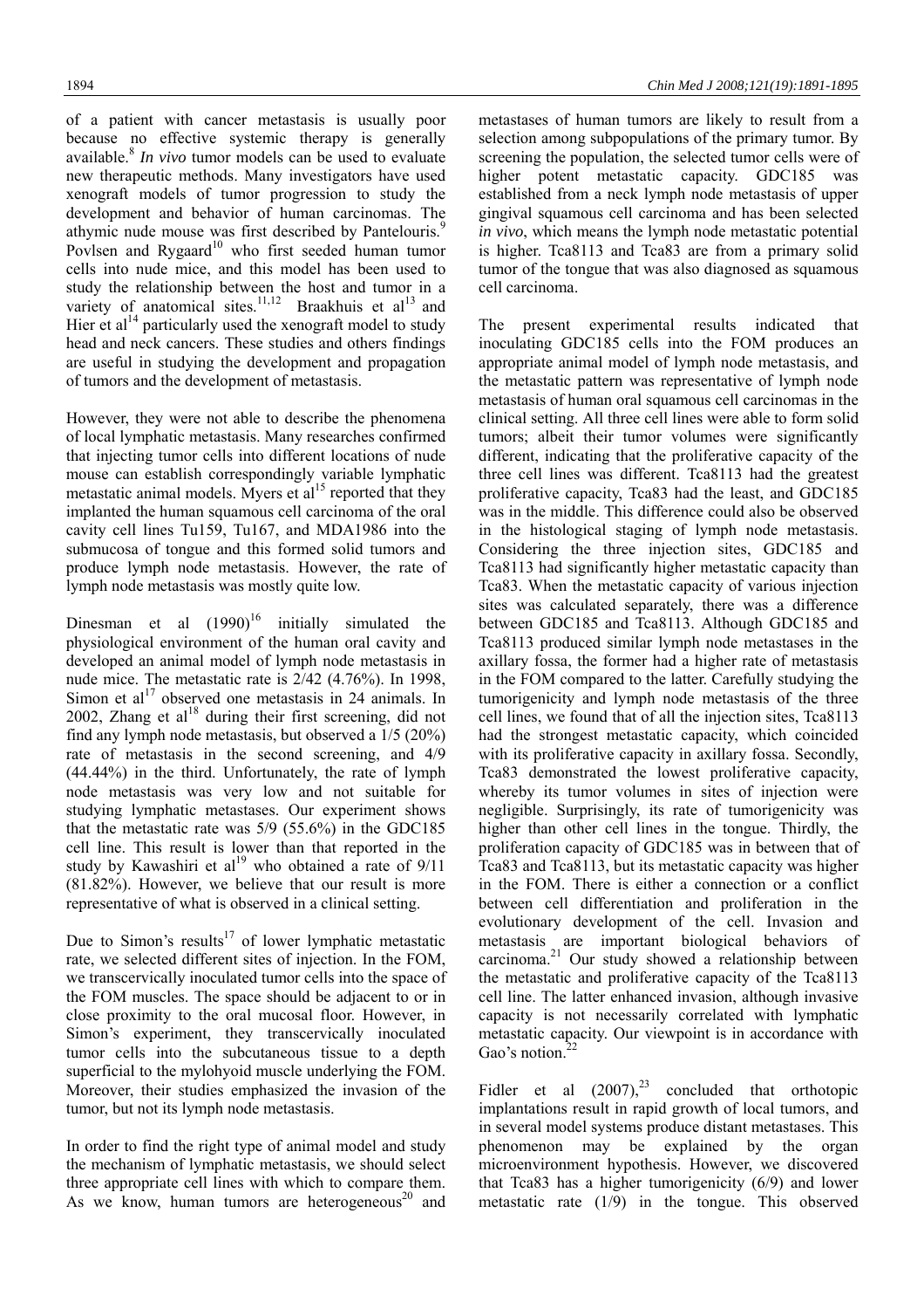of a patient with cancer metastasis is usually poor because no effective systemic therapy is generally available.[8] *In vivo* tumor models can be used to evaluate new therapeutic methods. Many investigators have used xenograft models of tumor progression to study the development and behavior of human carcinomas. The athymic nude mouse was first described by Pantelouris.[9] Povlsen and Rygaard[10] who first seeded human tumor cells into nude mice, and this model has been used to study the relationship between the host and tumor in a variety of anatomical sites.[11,12] Braakhuis et al[13] and Hier et al[14] particularly used the xenograft model to study head and neck cancers. These studies and others findings are useful in studying the development and propagation of tumors and the development of metastasis.

However, they were not able to describe the phenomena of local lymphatic metastasis. Many researches confirmed that injecting tumor cells into different locations of nude mouse can establish correspondingly variable lymphatic metastatic animal models. Myers et al[15] reported that they implanted the human squamous cell carcinoma of the oral cavity cell lines Tu159, Tu167, and MDA1986 into the submucosa of tongue and this formed solid tumors and produce lymph node metastasis. However, the rate of lymph node metastasis was mostly quite low.

Dinesman et al (1990)[16] initially simulated the physiological environment of the human oral cavity and developed an animal model of lymph node metastasis in nude mice. The metastatic rate is 2/42 (4.76%). In 1998, Simon et al[17] observed one metastasis in 24 animals. In 2002, Zhang et al[18] during their first screening, did not find any lymph node metastasis, but observed a 1/5 (20%) rate of metastasis in the second screening, and 4/9 (44.44%) in the third. Unfortunately, the rate of lymph node metastasis was very low and not suitable for studying lymphatic metastases. Our experiment shows that the metastatic rate was 5/9 (55.6%) in the GDC185 cell line. This result is lower than that reported in the study by Kawashiri et al[19] who obtained a rate of 9/11 (81.82%). However, we believe that our result is more representative of what is observed in a clinical setting.

Due to Simon's results[17] of lower lymphatic metastatic rate, we selected different sites of injection. In the FOM, we transcervically inoculated tumor cells into the space of the FOM muscles. The space should be adjacent to or in close proximity to the oral mucosal floor. However, in Simon's experiment, they transcervically inoculated tumor cells into the subcutaneous tissue to a depth superficial to the mylohyoid muscle underlying the FOM. Moreover, their studies emphasized the invasion of the tumor, but not its lymph node metastasis.

In order to find the right type of animal model and study the mechanism of lymphatic metastasis, we should select three appropriate cell lines with which to compare them. As we know, human tumors are heterogeneous[20] and metastases of human tumors are likely to result from a selection among subpopulations of the primary tumor. By screening the population, the selected tumor cells were of higher potent metastatic capacity. GDC185 was established from a neck lymph node metastasis of upper gingival squamous cell carcinoma and has been selected *in vivo*, which means the lymph node metastatic potential is higher. Tca8113 and Tca83 are from a primary solid tumor of the tongue that was also diagnosed as squamous cell carcinoma.

The present experimental results indicated that inoculating GDC185 cells into the FOM produces an appropriate animal model of lymph node metastasis, and the metastatic pattern was representative of lymph node metastasis of human oral squamous cell carcinomas in the clinical setting. All three cell lines were able to form solid tumors; albeit their tumor volumes were significantly different, indicating that the proliferative capacity of the three cell lines was different. Tca8113 had the greatest proliferative capacity, Tca83 had the least, and GDC185 was in the middle. This difference could also be observed in the histological staging of lymph node metastasis. Considering the three injection sites, GDC185 and Tca8113 had significantly higher metastatic capacity than Tca83. When the metastatic capacity of various injection sites was calculated separately, there was a difference between GDC185 and Tca8113. Although GDC185 and Tca8113 produced similar lymph node metastases in the axillary fossa, the former had a higher rate of metastasis in the FOM compared to the latter. Carefully studying the tumorigenicity and lymph node metastasis of the three cell lines, we found that of all the injection sites, Tca8113 had the strongest metastatic capacity, which coincided with its proliferative capacity in axillary fossa. Secondly, Tca83 demonstrated the lowest proliferative capacity, whereby its tumor volumes in sites of injection were negligible. Surprisingly, its rate of tumorigenicity was higher than other cell lines in the tongue. Thirdly, the proliferation capacity of GDC185 was in between that of Tca83 and Tca8113, but its metastatic capacity was higher in the FOM. There is either a connection or a conflict between cell differentiation and proliferation in the evolutionary development of the cell. Invasion and metastasis are important biological behaviors of carcinoma.[21] Our study showed a relationship between the metastatic and proliferative capacity of the Tca8113 cell line. The latter enhanced invasion, although invasive capacity is not necessarily correlated with lymphatic metastatic capacity. Our viewpoint is in accordance with Gao's notion.[22]

Fidler et al (2007),[23] concluded that orthotopic implantations result in rapid growth of local tumors, and in several model systems produce distant metastases. This phenomenon may be explained by the organ microenvironment hypothesis. However, we discovered that Tca83 has a higher tumorigenicity (6/9) and lower metastatic rate (1/9) in the tongue. This observed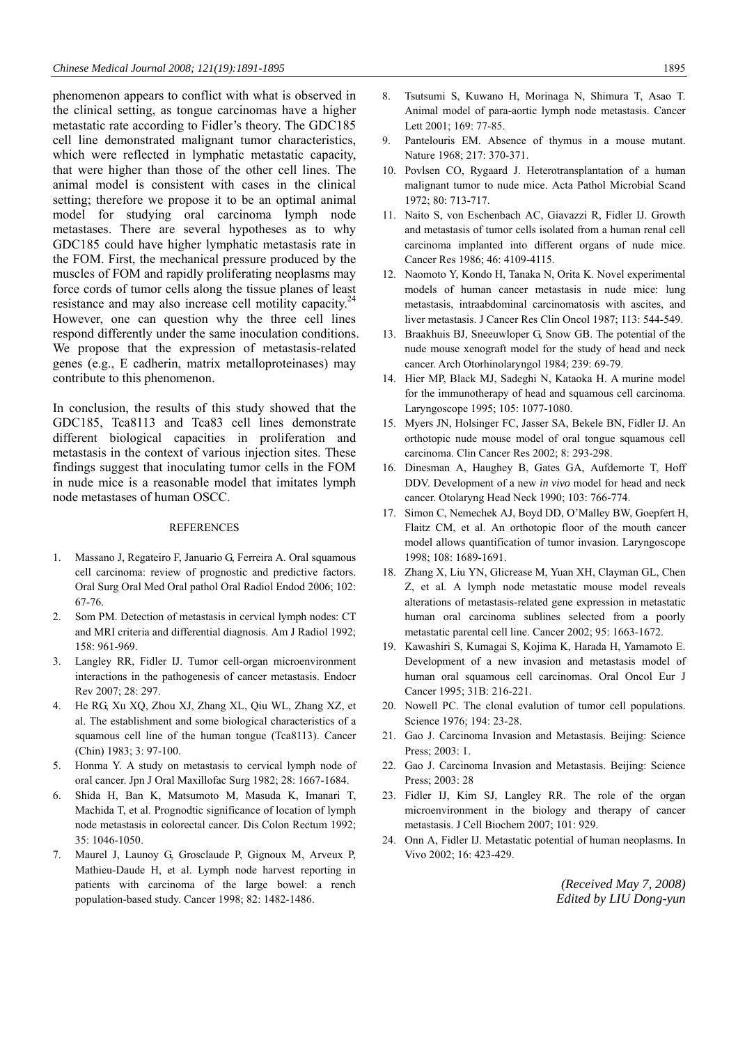phenomenon appears to conflict with what is observed in the clinical setting, as tongue carcinomas have a higher metastatic rate according to Fidler's theory. The GDC185 cell line demonstrated malignant tumor characteristics, which were reflected in lymphatic metastatic capacity, that were higher than those of the other cell lines. The animal model is consistent with cases in the clinical setting; therefore we propose it to be an optimal animal model for studying oral carcinoma lymph node metastases. There are several hypotheses as to why GDC185 could have higher lymphatic metastasis rate in the FOM. First, the mechanical pressure produced by the muscles of FOM and rapidly proliferating neoplasms may force cords of tumor cells along the tissue planes of least resistance and may also increase cell motility capacity.[24] However, one can question why the three cell lines respond differently under the same inoculation conditions. We propose that the expression of metastasis-related genes (e.g., E cadherin, matrix metalloproteinases) may contribute to this phenomenon.

In conclusion, the results of this study showed that the GDC185, Tca8113 and Tca83 cell lines demonstrate different biological capacities in proliferation and metastasis in the context of various injection sites. These findings suggest that inoculating tumor cells in the FOM in nude mice is a reasonable model that imitates lymph node metastases of human OSCC.

## REFERENCES

1. Massano J, Regateiro F, Januario G, Ferreira A. Oral squamous cell carcinoma: review of prognostic and predictive factors. Oral Surg Oral Med Oral pathol Oral Radiol Endod 2006; 102: 67-76.
2. Som PM. Detection of metastasis in cervical lymph nodes: CT and MRI criteria and differential diagnosis. Am J Radiol 1992; 158: 961-969.
3. Langley RR, Fidler IJ. Tumor cell-organ microenvironment interactions in the pathogenesis of cancer metastasis. Endocr Rev 2007; 28: 297.
4. He RG, Xu XQ, Zhou XJ, Zhang XL, Qiu WL, Zhang XZ, et al. The establishment and some biological characteristics of a squamous cell line of the human tongue (Tca8113). Cancer (Chin) 1983; 3: 97-100.
5. Honma Y. A study on metastasis to cervical lymph node of oral cancer. Jpn J Oral Maxillofac Surg 1982; 28: 1667-1684.
6. Shida H, Ban K, Matsumoto M, Masuda K, Imanari T, Machida T, et al. Prognodtic significance of location of lymph node metastasis in colorectal cancer. Dis Colon Rectum 1992; 35: 1046-1050.
7. Maurel J, Launoy G, Grosclaude P, Gignoux M, Arveux P, Mathieu-Daude H, et al. Lymph node harvest reporting in patients with carcinoma of the large bowel: a rench population-based study. Cancer 1998; 82: 1482-1486.
8. Tsutsumi S, Kuwano H, Morinaga N, Shimura T, Asao T. Animal model of para-aortic lymph node metastasis. Cancer Lett 2001; 169: 77-85.
9. Pantelouris EM. Absence of thymus in a mouse mutant. Nature 1968; 217: 370-371.
10. Povlsen CO, Rygaard J. Heterotransplantation of a human malignant tumor to nude mice. Acta Pathol Microbial Scand 1972; 80: 713-717.
11. Naito S, von Eschenbach AC, Giavazzi R, Fidler IJ. Growth and metastasis of tumor cells isolated from a human renal cell carcinoma implanted into different organs of nude mice. Cancer Res 1986; 46: 4109-4115.
12. Naomoto Y, Kondo H, Tanaka N, Orita K. Novel experimental models of human cancer metastasis in nude mice: lung metastasis, intraabdominal carcinomatosis with ascites, and liver metastasis. J Cancer Res Clin Oncol 1987; 113: 544-549.
13. Braakhuis BJ, Sneeuwloper G, Snow GB. The potential of the nude mouse xenograft model for the study of head and neck cancer. Arch Otorhinolaryngol 1984; 239: 69-79.
14. Hier MP, Black MJ, Sadeghi N, Kataoka H. A murine model for the immunotherapy of head and squamous cell carcinoma. Laryngoscope 1995; 105: 1077-1080.
15. Myers JN, Holsinger FC, Jasser SA, Bekele BN, Fidler IJ. An orthotopic nude mouse model of oral tongue squamous cell carcinoma. Clin Cancer Res 2002; 8: 293-298.
16. Dinesman A, Haughey B, Gates GA, Aufdemorte T, Hoff DDV. Development of a new *in vivo* model for head and neck cancer. Otolaryng Head Neck 1990; 103: 766-774.
17. Simon C, Nemechek AJ, Boyd DD, O'Malley BW, Goepfert H, Flaitz CM, et al. An orthotopic floor of the mouth cancer model allows quantification of tumor invasion. Laryngoscope 1998; 108: 1689-1691.
18. Zhang X, Liu YN, Glicrease M, Yuan XH, Clayman GL, Chen Z, et al. A lymph node metastatic mouse model reveals alterations of metastasis-related gene expression in metastatic human oral carcinoma sublines selected from a poorly metastatic parental cell line. Cancer 2002; 95: 1663-1672.
19. Kawashiri S, Kumagai S, Kojima K, Harada H, Yamamoto E. Development of a new invasion and metastasis model of human oral squamous cell carcinomas. Oral Oncol Eur J Cancer 1995; 31B: 216-221.
20. Nowell PC. The clonal evalution of tumor cell populations. Science 1976; 194: 23-28.
21. Gao J. Carcinoma Invasion and Metastasis. Beijing: Science Press; 2003: 1.
22. Gao J. Carcinoma Invasion and Metastasis. Beijing: Science Press; 2003: 28
23. Fidler IJ, Kim SJ, Langley RR. The role of the organ microenvironment in the biology and therapy of cancer metastasis. J Cell Biochem 2007; 101: 929.
24. Onn A, Fidler IJ. Metastatic potential of human neoplasms. In Vivo 2002; 16: 423-429.

*(Received May 7, 2008)*
*Edited by LIU Dong-yun*